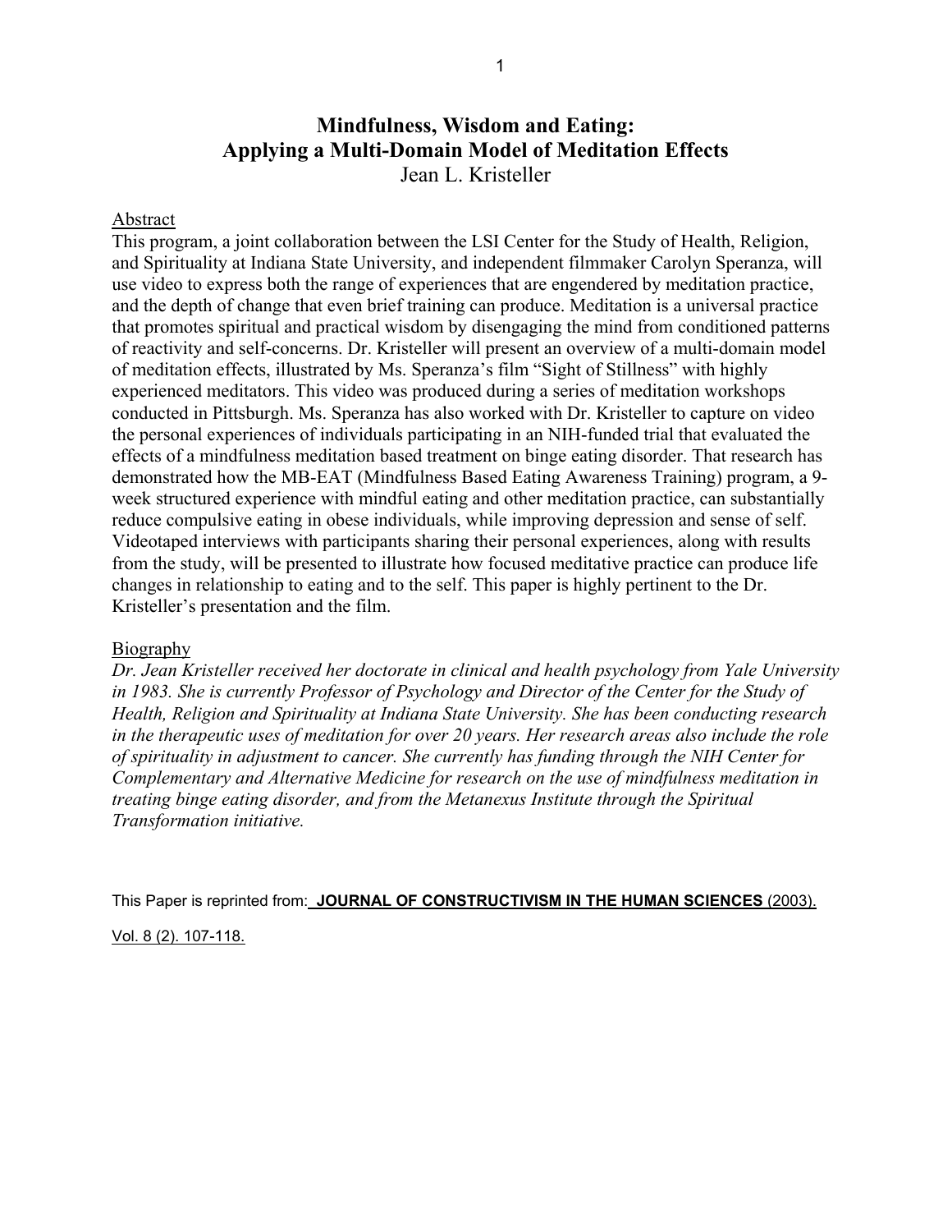# Mindfulness, Wisdom and Eating: Applying a Multi-Domain Model of Meditation Effects

Jean L. Kristeller

## Abstract

This program, a joint collaboration between the LSI Center for the Study of Health, Religion, and Spirituality at Indiana State University, and independent filmmaker Carolyn Speranza, will use video to express both the range of experiences that are engendered by meditation practice, and the depth of change that even brief training can produce. Meditation is a universal practice that promotes spiritual and practical wisdom by disengaging the mind from conditioned patterns of reactivity and self-concerns. Dr. Kristeller will present an overview of a multi-domain model of meditation effects, illustrated by Ms. Speranza's film "Sight of Stillness" with highly experienced meditators. This video was produced during a series of meditation workshops conducted in Pittsburgh. Ms. Speranza has also worked with Dr. Kristeller to capture on video the personal experiences of individuals participating in an NIH-funded trial that evaluated the effects of a mindfulness meditation based treatment on binge eating disorder. That research has demonstrated how the MB-EAT (Mindfulness Based Eating Awareness Training) program, a 9-week structured experience with mindful eating and other meditation practice, can substantially reduce compulsive eating in obese individuals, while improving depression and sense of self. Videotaped interviews with participants sharing their personal experiences, along with results from the study, will be presented to illustrate how focused meditative practice can produce life changes in relationship to eating and to the self. This paper is highly pertinent to the Dr. Kristeller's presentation and the film.

## Biography

*Dr. Jean Kristeller received her doctorate in clinical and health psychology from Yale University in 1983. She is currently Professor of Psychology and Director of the Center for the Study of Health, Religion and Spirituality at Indiana State University. She has been conducting research in the therapeutic uses of meditation for over 20 years. Her research areas also include the role of spirituality in adjustment to cancer. She currently has funding through the NIH Center for Complementary and Alternative Medicine for research on the use of mindfulness meditation in treating binge eating disorder, and from the Metanexus Institute through the Spiritual Transformation initiative.*

This Paper is reprinted from: **JOURNAL OF CONSTRUCTIVISM IN THE HUMAN SCIENCES** (2003). Vol. 8 (2). 107-118.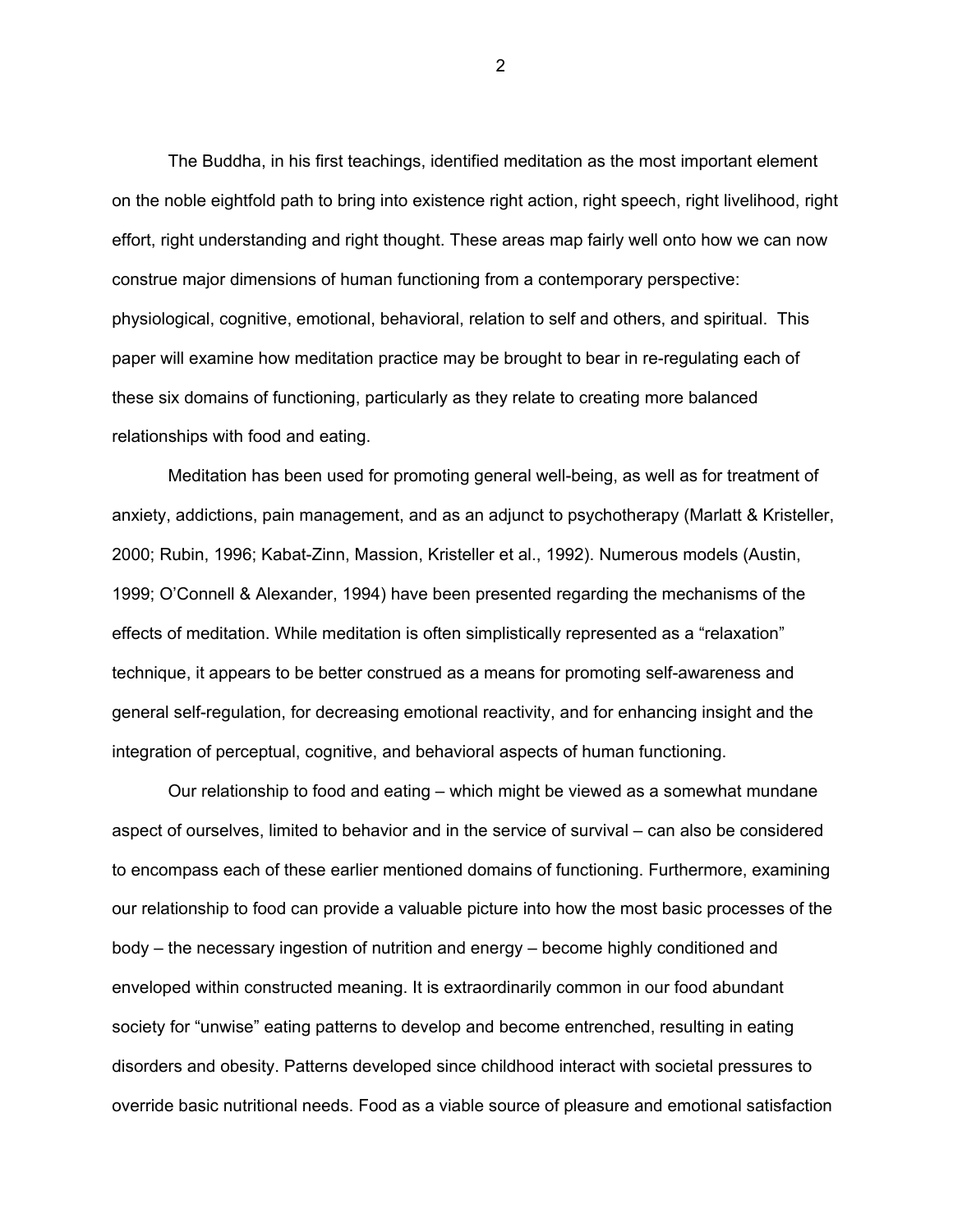The Buddha, in his first teachings, identified meditation as the most important element on the noble eightfold path to bring into existence right action, right speech, right livelihood, right effort, right understanding and right thought. These areas map fairly well onto how we can now construe major dimensions of human functioning from a contemporary perspective: physiological, cognitive, emotional, behavioral, relation to self and others, and spiritual. This paper will examine how meditation practice may be brought to bear in re-regulating each of these six domains of functioning, particularly as they relate to creating more balanced relationships with food and eating.

Meditation has been used for promoting general well-being, as well as for treatment of anxiety, addictions, pain management, and as an adjunct to psychotherapy (Marlatt & Kristeller, 2000; Rubin, 1996; Kabat-Zinn, Massion, Kristeller et al., 1992). Numerous models (Austin, 1999; O'Connell & Alexander, 1994) have been presented regarding the mechanisms of the effects of meditation. While meditation is often simplistically represented as a "relaxation" technique, it appears to be better construed as a means for promoting self-awareness and general self-regulation, for decreasing emotional reactivity, and for enhancing insight and the integration of perceptual, cognitive, and behavioral aspects of human functioning.

Our relationship to food and eating – which might be viewed as a somewhat mundane aspect of ourselves, limited to behavior and in the service of survival – can also be considered to encompass each of these earlier mentioned domains of functioning. Furthermore, examining our relationship to food can provide a valuable picture into how the most basic processes of the body – the necessary ingestion of nutrition and energy – become highly conditioned and enveloped within constructed meaning. It is extraordinarily common in our food abundant society for "unwise" eating patterns to develop and become entrenched, resulting in eating disorders and obesity. Patterns developed since childhood interact with societal pressures to override basic nutritional needs. Food as a viable source of pleasure and emotional satisfaction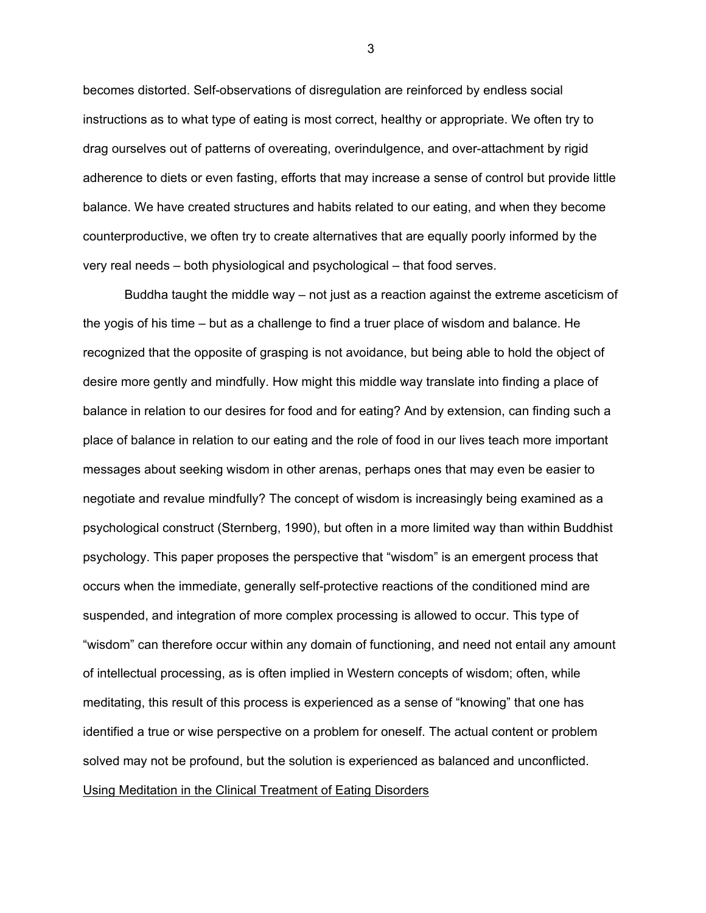becomes distorted. Self-observations of disregulation are reinforced by endless social instructions as to what type of eating is most correct, healthy or appropriate. We often try to drag ourselves out of patterns of overeating, overindulgence, and over-attachment by rigid adherence to diets or even fasting, efforts that may increase a sense of control but provide little balance. We have created structures and habits related to our eating, and when they become counterproductive, we often try to create alternatives that are equally poorly informed by the very real needs – both physiological and psychological – that food serves.

Buddha taught the middle way – not just as a reaction against the extreme asceticism of the yogis of his time – but as a challenge to find a truer place of wisdom and balance. He recognized that the opposite of grasping is not avoidance, but being able to hold the object of desire more gently and mindfully. How might this middle way translate into finding a place of balance in relation to our desires for food and for eating? And by extension, can finding such a place of balance in relation to our eating and the role of food in our lives teach more important messages about seeking wisdom in other arenas, perhaps ones that may even be easier to negotiate and revalue mindfully? The concept of wisdom is increasingly being examined as a psychological construct (Sternberg, 1990), but often in a more limited way than within Buddhist psychology. This paper proposes the perspective that "wisdom" is an emergent process that occurs when the immediate, generally self-protective reactions of the conditioned mind are suspended, and integration of more complex processing is allowed to occur. This type of "wisdom" can therefore occur within any domain of functioning, and need not entail any amount of intellectual processing, as is often implied in Western concepts of wisdom; often, while meditating, this result of this process is experienced as a sense of "knowing" that one has identified a true or wise perspective on a problem for oneself. The actual content or problem solved may not be profound, but the solution is experienced as balanced and unconflicted.

## Using Meditation in the Clinical Treatment of Eating Disorders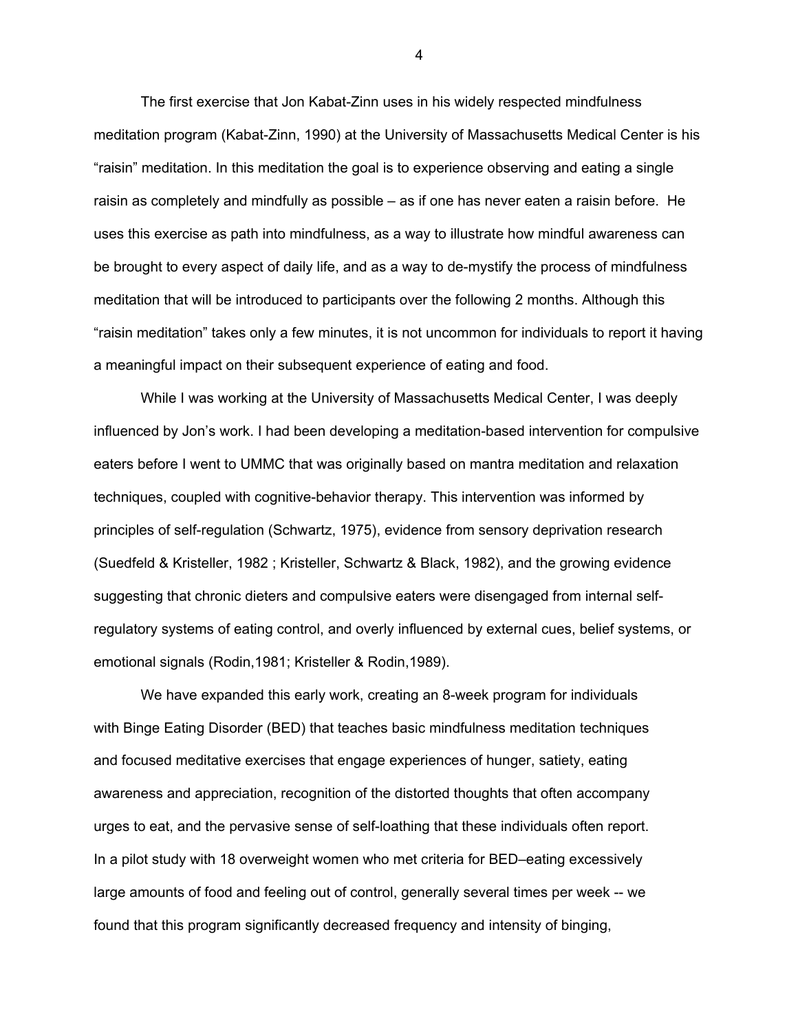The first exercise that Jon Kabat-Zinn uses in his widely respected mindfulness meditation program (Kabat-Zinn, 1990) at the University of Massachusetts Medical Center is his "raisin" meditation. In this meditation the goal is to experience observing and eating a single raisin as completely and mindfully as possible – as if one has never eaten a raisin before. He uses this exercise as path into mindfulness, as a way to illustrate how mindful awareness can be brought to every aspect of daily life, and as a way to de-mystify the process of mindfulness meditation that will be introduced to participants over the following 2 months. Although this "raisin meditation" takes only a few minutes, it is not uncommon for individuals to report it having a meaningful impact on their subsequent experience of eating and food.

While I was working at the University of Massachusetts Medical Center, I was deeply influenced by Jon's work. I had been developing a meditation-based intervention for compulsive eaters before I went to UMMC that was originally based on mantra meditation and relaxation techniques, coupled with cognitive-behavior therapy. This intervention was informed by principles of self-regulation (Schwartz, 1975), evidence from sensory deprivation research (Suedfeld & Kristeller, 1982 ; Kristeller, Schwartz & Black, 1982), and the growing evidence suggesting that chronic dieters and compulsive eaters were disengaged from internal self-regulatory systems of eating control, and overly influenced by external cues, belief systems, or emotional signals (Rodin,1981; Kristeller & Rodin,1989).

We have expanded this early work, creating an 8-week program for individuals with Binge Eating Disorder (BED) that teaches basic mindfulness meditation techniques and focused meditative exercises that engage experiences of hunger, satiety, eating awareness and appreciation, recognition of the distorted thoughts that often accompany urges to eat, and the pervasive sense of self-loathing that these individuals often report. In a pilot study with 18 overweight women who met criteria for BED–eating excessively large amounts of food and feeling out of control, generally several times per week -- we found that this program significantly decreased frequency and intensity of binging,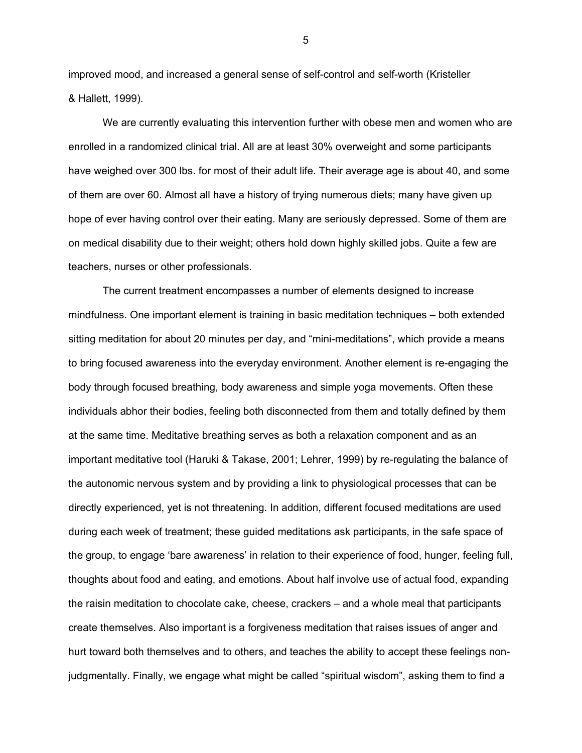improved mood, and increased a general sense of self-control and self-worth (Kristeller & Hallett, 1999).

We are currently evaluating this intervention further with obese men and women who are enrolled in a randomized clinical trial. All are at least 30% overweight and some participants have weighed over 300 lbs. for most of their adult life. Their average age is about 40, and some of them are over 60. Almost all have a history of trying numerous diets; many have given up hope of ever having control over their eating. Many are seriously depressed. Some of them are on medical disability due to their weight; others hold down highly skilled jobs. Quite a few are teachers, nurses or other professionals.

The current treatment encompasses a number of elements designed to increase mindfulness. One important element is training in basic meditation techniques – both extended sitting meditation for about 20 minutes per day, and "mini-meditations", which provide a means to bring focused awareness into the everyday environment. Another element is re-engaging the body through focused breathing, body awareness and simple yoga movements. Often these individuals abhor their bodies, feeling both disconnected from them and totally defined by them at the same time. Meditative breathing serves as both a relaxation component and as an important meditative tool (Haruki & Takase, 2001; Lehrer, 1999) by re-regulating the balance of the autonomic nervous system and by providing a link to physiological processes that can be directly experienced, yet is not threatening. In addition, different focused meditations are used during each week of treatment; these guided meditations ask participants, in the safe space of the group, to engage 'bare awareness' in relation to their experience of food, hunger, feeling full, thoughts about food and eating, and emotions. About half involve use of actual food, expanding the raisin meditation to chocolate cake, cheese, crackers – and a whole meal that participants create themselves. Also important is a forgiveness meditation that raises issues of anger and hurt toward both themselves and to others, and teaches the ability to accept these feelings non-judgmentally. Finally, we engage what might be called "spiritual wisdom", asking them to find a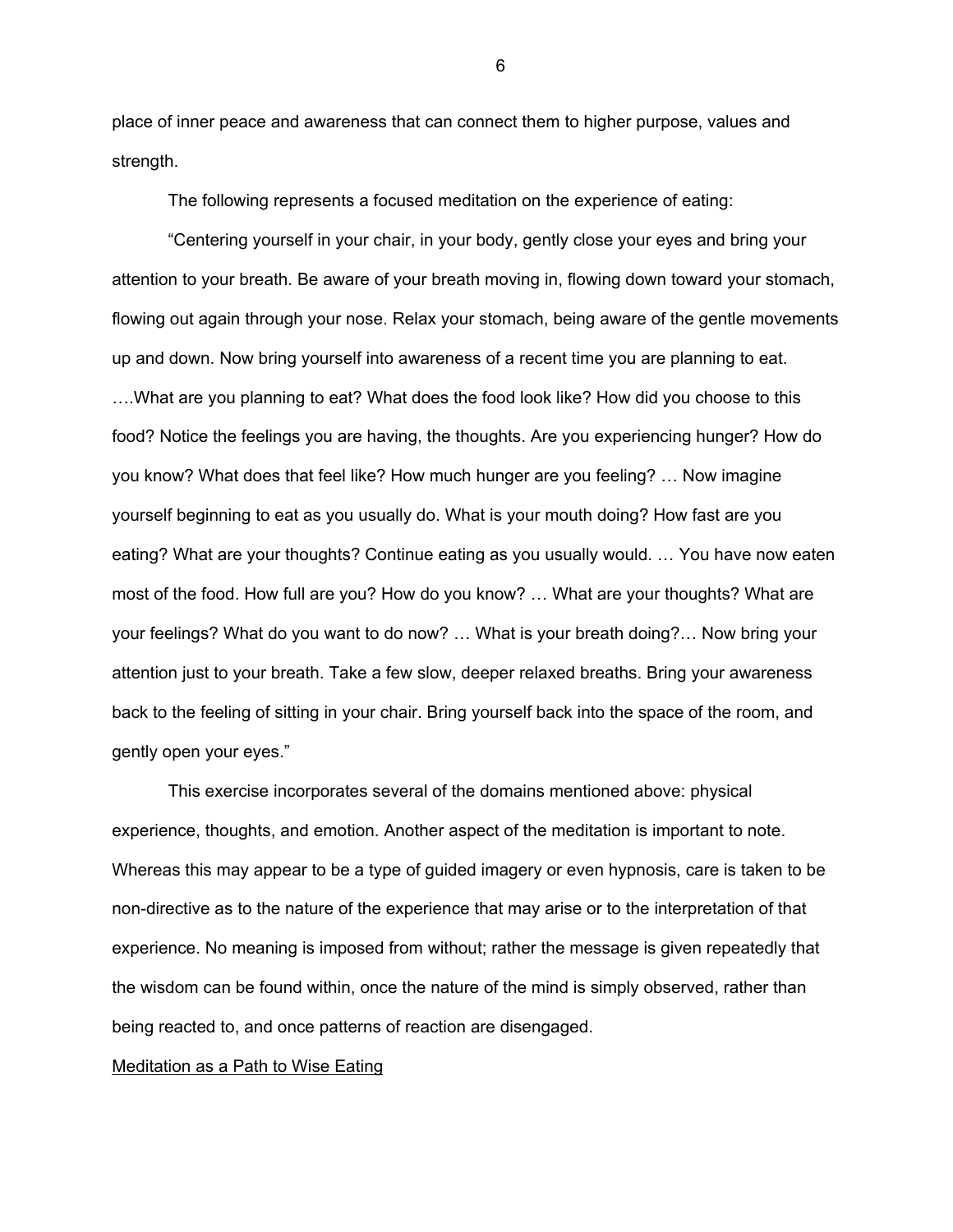place of inner peace and awareness that can connect them to higher purpose, values and strength.

The following represents a focused meditation on the experience of eating:

"Centering yourself in your chair, in your body, gently close your eyes and bring your attention to your breath. Be aware of your breath moving in, flowing down toward your stomach, flowing out again through your nose. Relax your stomach, being aware of the gentle movements up and down. Now bring yourself into awareness of a recent time you are planning to eat. ….What are you planning to eat? What does the food look like? How did you choose to this food? Notice the feelings you are having, the thoughts. Are you experiencing hunger? How do you know? What does that feel like? How much hunger are you feeling? … Now imagine yourself beginning to eat as you usually do. What is your mouth doing? How fast are you eating? What are your thoughts? Continue eating as you usually would. … You have now eaten most of the food. How full are you? How do you know? … What are your thoughts? What are your feelings? What do you want to do now? … What is your breath doing?… Now bring your attention just to your breath. Take a few slow, deeper relaxed breaths. Bring your awareness back to the feeling of sitting in your chair. Bring yourself back into the space of the room, and gently open your eyes."

This exercise incorporates several of the domains mentioned above: physical experience, thoughts, and emotion. Another aspect of the meditation is important to note. Whereas this may appear to be a type of guided imagery or even hypnosis, care is taken to be non-directive as to the nature of the experience that may arise or to the interpretation of that experience. No meaning is imposed from without; rather the message is given repeatedly that the wisdom can be found within, once the nature of the mind is simply observed, rather than being reacted to, and once patterns of reaction are disengaged.

## Meditation as a Path to Wise Eating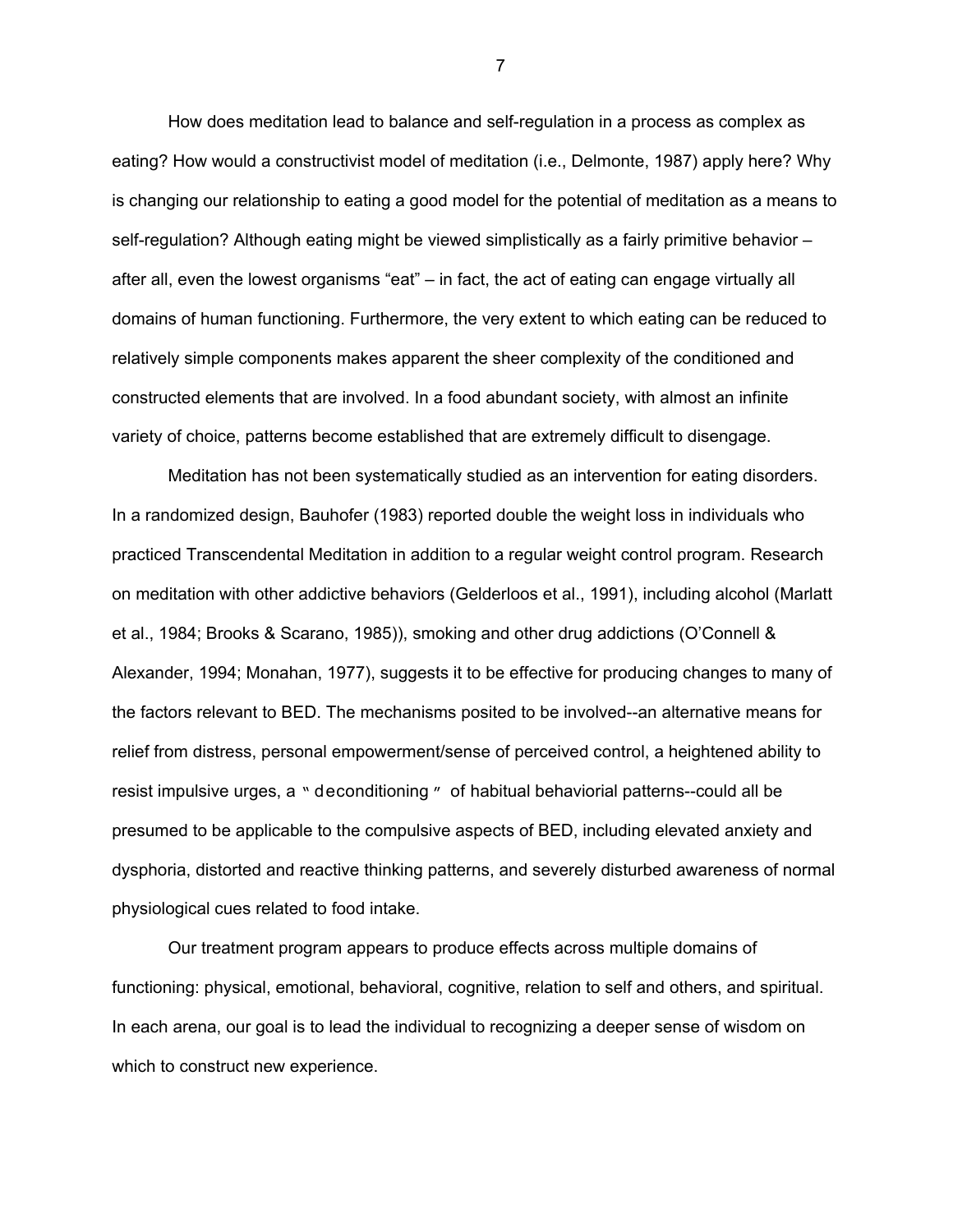How does meditation lead to balance and self-regulation in a process as complex as eating? How would a constructivist model of meditation (i.e., Delmonte, 1987) apply here? Why is changing our relationship to eating a good model for the potential of meditation as a means to self-regulation? Although eating might be viewed simplistically as a fairly primitive behavior – after all, even the lowest organisms "eat" – in fact, the act of eating can engage virtually all domains of human functioning. Furthermore, the very extent to which eating can be reduced to relatively simple components makes apparent the sheer complexity of the conditioned and constructed elements that are involved. In a food abundant society, with almost an infinite variety of choice, patterns become established that are extremely difficult to disengage.

Meditation has not been systematically studied as an intervention for eating disorders. In a randomized design, Bauhofer (1983) reported double the weight loss in individuals who practiced Transcendental Meditation in addition to a regular weight control program. Research on meditation with other addictive behaviors (Gelderloos et al., 1991), including alcohol (Marlatt et al., 1984; Brooks & Scarano, 1985)), smoking and other drug addictions (O'Connell & Alexander, 1994; Monahan, 1977), suggests it to be effective for producing changes to many of the factors relevant to BED. The mechanisms posited to be involved--an alternative means for relief from distress, personal empowerment/sense of perceived control, a heightened ability to resist impulsive urges, a "deconditioning" of habitual behaviorial patterns--could all be presumed to be applicable to the compulsive aspects of BED, including elevated anxiety and dysphoria, distorted and reactive thinking patterns, and severely disturbed awareness of normal physiological cues related to food intake.

Our treatment program appears to produce effects across multiple domains of functioning: physical, emotional, behavioral, cognitive, relation to self and others, and spiritual. In each arena, our goal is to lead the individual to recognizing a deeper sense of wisdom on which to construct new experience.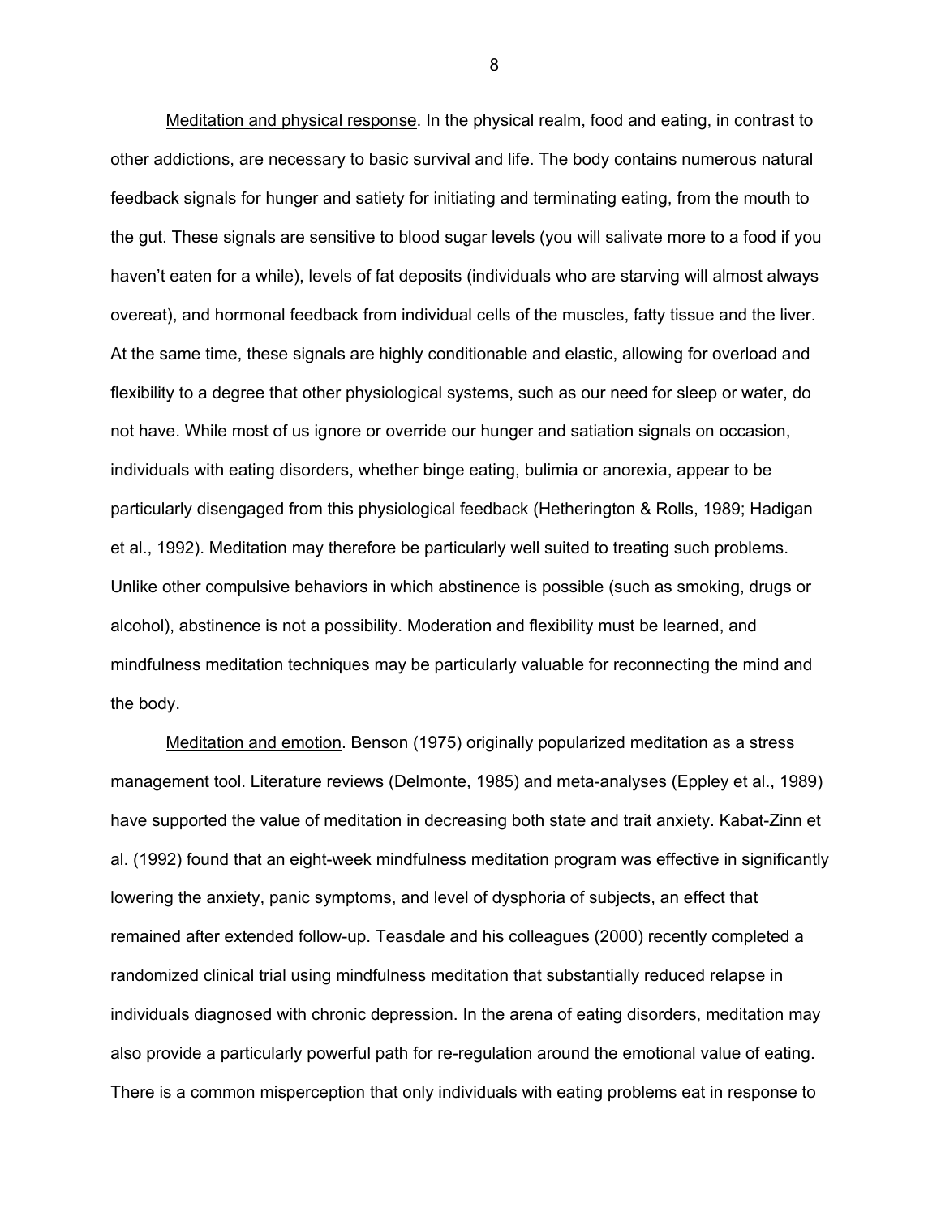<u>Meditation and physical response</u>. In the physical realm, food and eating, in contrast to other addictions, are necessary to basic survival and life. The body contains numerous natural feedback signals for hunger and satiety for initiating and terminating eating, from the mouth to the gut. These signals are sensitive to blood sugar levels (you will salivate more to a food if you haven't eaten for a while), levels of fat deposits (individuals who are starving will almost always overeat), and hormonal feedback from individual cells of the muscles, fatty tissue and the liver. At the same time, these signals are highly conditionable and elastic, allowing for overload and flexibility to a degree that other physiological systems, such as our need for sleep or water, do not have. While most of us ignore or override our hunger and satiation signals on occasion, individuals with eating disorders, whether binge eating, bulimia or anorexia, appear to be particularly disengaged from this physiological feedback (Hetherington & Rolls, 1989; Hadigan et al., 1992). Meditation may therefore be particularly well suited to treating such problems. Unlike other compulsive behaviors in which abstinence is possible (such as smoking, drugs or alcohol), abstinence is not a possibility. Moderation and flexibility must be learned, and mindfulness meditation techniques may be particularly valuable for reconnecting the mind and the body.

<u>Meditation and emotion</u>. Benson (1975) originally popularized meditation as a stress management tool. Literature reviews (Delmonte, 1985) and meta-analyses (Eppley et al., 1989) have supported the value of meditation in decreasing both state and trait anxiety. Kabat-Zinn et al. (1992) found that an eight-week mindfulness meditation program was effective in significantly lowering the anxiety, panic symptoms, and level of dysphoria of subjects, an effect that remained after extended follow-up. Teasdale and his colleagues (2000) recently completed a randomized clinical trial using mindfulness meditation that substantially reduced relapse in individuals diagnosed with chronic depression. In the arena of eating disorders, meditation may also provide a particularly powerful path for re-regulation around the emotional value of eating. There is a common misperception that only individuals with eating problems eat in response to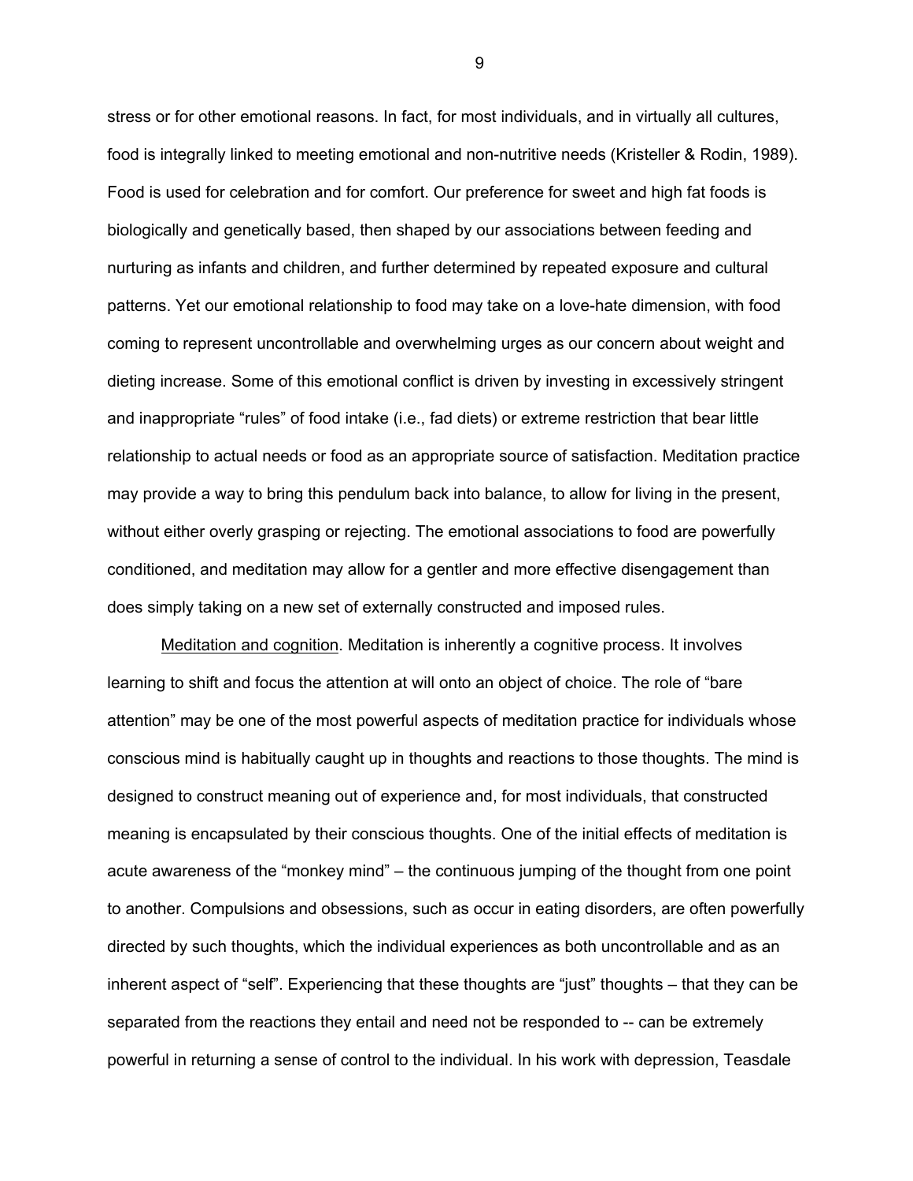stress or for other emotional reasons. In fact, for most individuals, and in virtually all cultures, food is integrally linked to meeting emotional and non-nutritive needs (Kristeller & Rodin, 1989). Food is used for celebration and for comfort. Our preference for sweet and high fat foods is biologically and genetically based, then shaped by our associations between feeding and nurturing as infants and children, and further determined by repeated exposure and cultural patterns. Yet our emotional relationship to food may take on a love-hate dimension, with food coming to represent uncontrollable and overwhelming urges as our concern about weight and dieting increase. Some of this emotional conflict is driven by investing in excessively stringent and inappropriate "rules" of food intake (i.e., fad diets) or extreme restriction that bear little relationship to actual needs or food as an appropriate source of satisfaction. Meditation practice may provide a way to bring this pendulum back into balance, to allow for living in the present, without either overly grasping or rejecting. The emotional associations to food are powerfully conditioned, and meditation may allow for a gentler and more effective disengagement than does simply taking on a new set of externally constructed and imposed rules.

Meditation and cognition. Meditation is inherently a cognitive process. It involves learning to shift and focus the attention at will onto an object of choice. The role of "bare attention" may be one of the most powerful aspects of meditation practice for individuals whose conscious mind is habitually caught up in thoughts and reactions to those thoughts. The mind is designed to construct meaning out of experience and, for most individuals, that constructed meaning is encapsulated by their conscious thoughts. One of the initial effects of meditation is acute awareness of the "monkey mind" – the continuous jumping of the thought from one point to another. Compulsions and obsessions, such as occur in eating disorders, are often powerfully directed by such thoughts, which the individual experiences as both uncontrollable and as an inherent aspect of "self". Experiencing that these thoughts are "just" thoughts – that they can be separated from the reactions they entail and need not be responded to -- can be extremely powerful in returning a sense of control to the individual. In his work with depression, Teasdale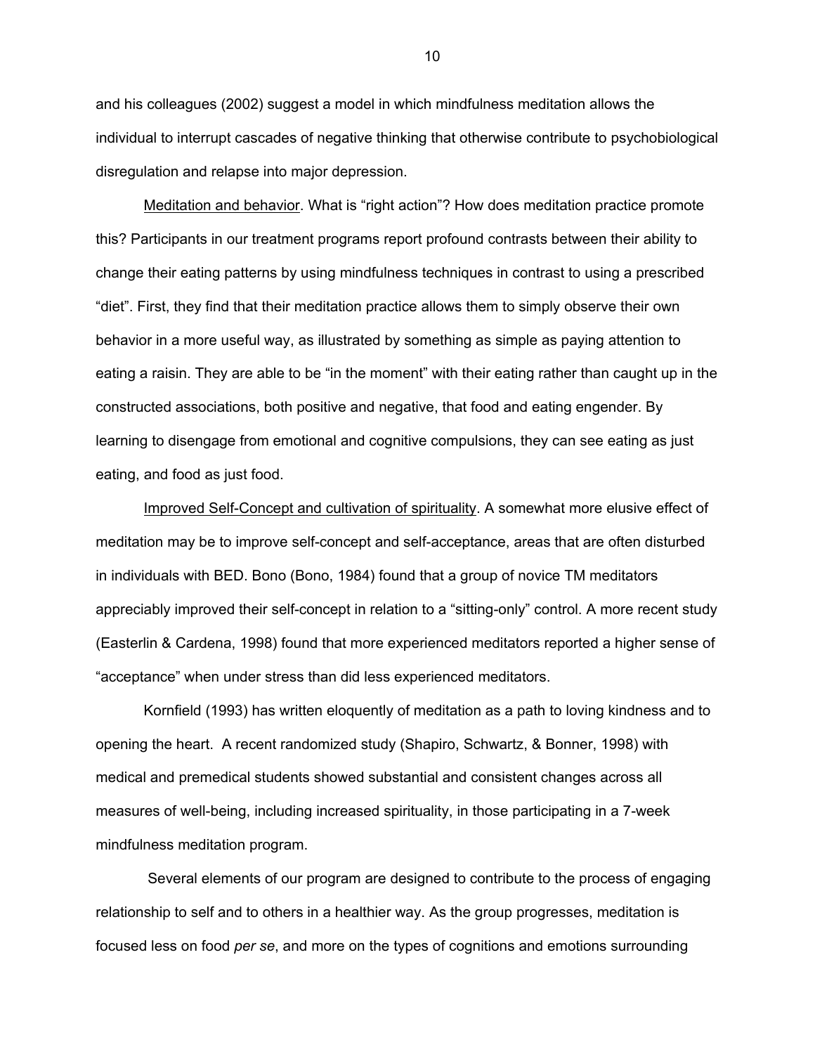and his colleagues (2002) suggest a model in which mindfulness meditation allows the individual to interrupt cascades of negative thinking that otherwise contribute to psychobiological disregulation and relapse into major depression.

<u>Meditation and behavior</u>. What is "right action"? How does meditation practice promote this? Participants in our treatment programs report profound contrasts between their ability to change their eating patterns by using mindfulness techniques in contrast to using a prescribed "diet". First, they find that their meditation practice allows them to simply observe their own behavior in a more useful way, as illustrated by something as simple as paying attention to eating a raisin. They are able to be "in the moment" with their eating rather than caught up in the constructed associations, both positive and negative, that food and eating engender. By learning to disengage from emotional and cognitive compulsions, they can see eating as just eating, and food as just food.

<u>Improved Self-Concept and cultivation of spirituality</u>. A somewhat more elusive effect of meditation may be to improve self-concept and self-acceptance, areas that are often disturbed in individuals with BED. Bono (Bono, 1984) found that a group of novice TM meditators appreciably improved their self-concept in relation to a "sitting-only" control. A more recent study (Easterlin & Cardena, 1998) found that more experienced meditators reported a higher sense of "acceptance" when under stress than did less experienced meditators.

Kornfield (1993) has written eloquently of meditation as a path to loving kindness and to opening the heart. A recent randomized study (Shapiro, Schwartz, & Bonner, 1998) with medical and premedical students showed substantial and consistent changes across all measures of well-being, including increased spirituality, in those participating in a 7-week mindfulness meditation program.

Several elements of our program are designed to contribute to the process of engaging relationship to self and to others in a healthier way. As the group progresses, meditation is focused less on food *per se*, and more on the types of cognitions and emotions surrounding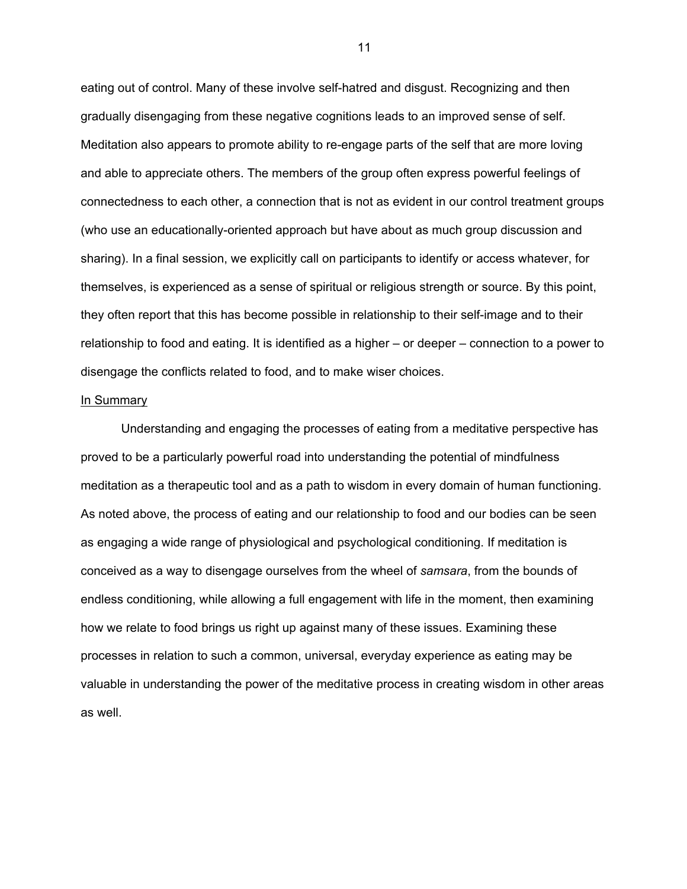eating out of control. Many of these involve self-hatred and disgust. Recognizing and then gradually disengaging from these negative cognitions leads to an improved sense of self. Meditation also appears to promote ability to re-engage parts of the self that are more loving and able to appreciate others. The members of the group often express powerful feelings of connectedness to each other, a connection that is not as evident in our control treatment groups (who use an educationally-oriented approach but have about as much group discussion and sharing). In a final session, we explicitly call on participants to identify or access whatever, for themselves, is experienced as a sense of spiritual or religious strength or source. By this point, they often report that this has become possible in relationship to their self-image and to their relationship to food and eating. It is identified as a higher – or deeper – connection to a power to disengage the conflicts related to food, and to make wiser choices.

## In Summary

Understanding and engaging the processes of eating from a meditative perspective has proved to be a particularly powerful road into understanding the potential of mindfulness meditation as a therapeutic tool and as a path to wisdom in every domain of human functioning. As noted above, the process of eating and our relationship to food and our bodies can be seen as engaging a wide range of physiological and psychological conditioning. If meditation is conceived as a way to disengage ourselves from the wheel of *samsara*, from the bounds of endless conditioning, while allowing a full engagement with life in the moment, then examining how we relate to food brings us right up against many of these issues. Examining these processes in relation to such a common, universal, everyday experience as eating may be valuable in understanding the power of the meditative process in creating wisdom in other areas as well.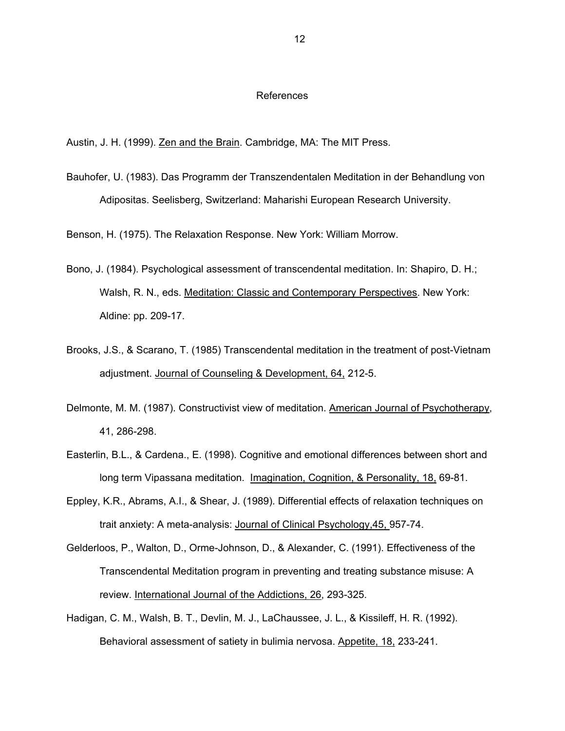# References

Austin, J. H. (1999). Zen and the Brain. Cambridge, MA: The MIT Press.

Bauhofer, U. (1983). Das Programm der Transzendentalen Meditation in der Behandlung von Adipositas. Seelisberg, Switzerland: Maharishi European Research University.

Benson, H. (1975). The Relaxation Response. New York: William Morrow.

Bono, J. (1984). Psychological assessment of transcendental meditation. In: Shapiro, D. H.; Walsh, R. N., eds. Meditation: Classic and Contemporary Perspectives. New York: Aldine: pp. 209-17.

Brooks, J.S., & Scarano, T. (1985) Transcendental meditation in the treatment of post-Vietnam adjustment. Journal of Counseling & Development, 64, 212-5.

Delmonte, M. M. (1987). Constructivist view of meditation. American Journal of Psychotherapy, 41, 286-298.

Easterlin, B.L., & Cardena., E. (1998). Cognitive and emotional differences between short and long term Vipassana meditation. Imagination, Cognition, & Personality, 18, 69-81.

Eppley, K.R., Abrams, A.I., & Shear, J. (1989). Differential effects of relaxation techniques on trait anxiety: A meta-analysis: Journal of Clinical Psychology,45, 957-74.

Gelderloos, P., Walton, D., Orme-Johnson, D., & Alexander, C. (1991). Effectiveness of the Transcendental Meditation program in preventing and treating substance misuse: A review. International Journal of the Addictions, 26, 293-325.

Hadigan, C. M., Walsh, B. T., Devlin, M. J., LaChaussee, J. L., & Kissileff, H. R. (1992). Behavioral assessment of satiety in bulimia nervosa. Appetite, 18, 233-241.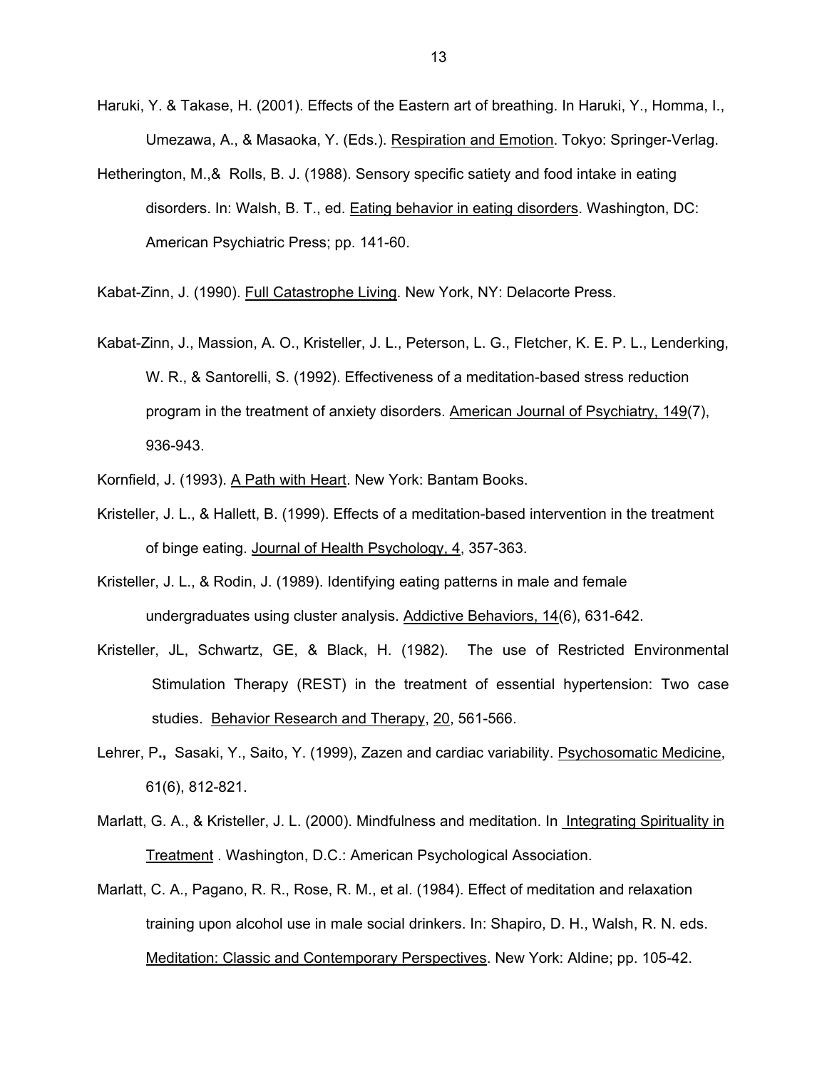Haruki, Y. & Takase, H. (2001). Effects of the Eastern art of breathing. In Haruki, Y., Homma, I., Umezawa, A., & Masaoka, Y. (Eds.). Respiration and Emotion. Tokyo: Springer-Verlag.

Hetherington, M.,& Rolls, B. J. (1988). Sensory specific satiety and food intake in eating disorders. In: Walsh, B. T., ed. Eating behavior in eating disorders. Washington, DC: American Psychiatric Press; pp. 141-60.

Kabat-Zinn, J. (1990). Full Catastrophe Living. New York, NY: Delacorte Press.

Kabat-Zinn, J., Massion, A. O., Kristeller, J. L., Peterson, L. G., Fletcher, K. E. P. L., Lenderking, W. R., & Santorelli, S. (1992). Effectiveness of a meditation-based stress reduction program in the treatment of anxiety disorders. American Journal of Psychiatry, 149(7), 936-943.

Kornfield, J. (1993). A Path with Heart. New York: Bantam Books.

Kristeller, J. L., & Hallett, B. (1999). Effects of a meditation-based intervention in the treatment of binge eating. Journal of Health Psychology, 4, 357-363.

Kristeller, J. L., & Rodin, J. (1989). Identifying eating patterns in male and female undergraduates using cluster analysis. Addictive Behaviors, 14(6), 631-642.

Kristeller, JL, Schwartz, GE, & Black, H. (1982). The use of Restricted Environmental Stimulation Therapy (REST) in the treatment of essential hypertension: Two case studies. Behavior Research and Therapy, 20, 561-566.

Lehrer, P**.,** Sasaki, Y., Saito, Y. (1999), Zazen and cardiac variability. Psychosomatic Medicine, 61(6), 812-821.

Marlatt, G. A., & Kristeller, J. L. (2000). Mindfulness and meditation. In Integrating Spirituality in Treatment . Washington, D.C.: American Psychological Association.

Marlatt, C. A., Pagano, R. R., Rose, R. M., et al. (1984). Effect of meditation and relaxation training upon alcohol use in male social drinkers. In: Shapiro, D. H., Walsh, R. N. eds. Meditation: Classic and Contemporary Perspectives. New York: Aldine; pp. 105-42.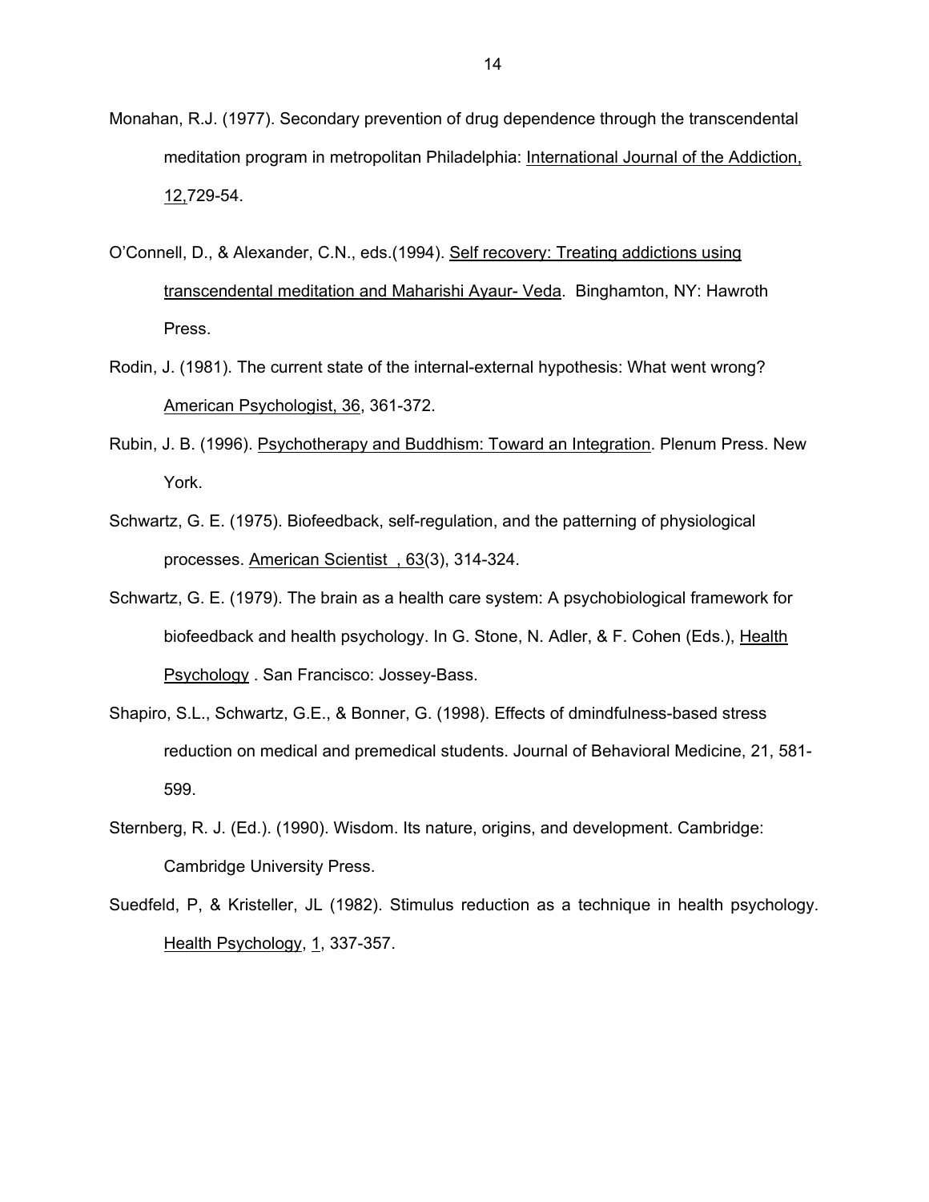Monahan, R.J. (1977). Secondary prevention of drug dependence through the transcendental meditation program in metropolitan Philadelphia: International Journal of the Addiction, 12,729-54.

O'Connell, D., & Alexander, C.N., eds.(1994). Self recovery: Treating addictions using transcendental meditation and Maharishi Ayaur- Veda. Binghamton, NY: Hawroth Press.

Rodin, J. (1981). The current state of the internal-external hypothesis: What went wrong? American Psychologist, 36, 361-372.

Rubin, J. B. (1996). Psychotherapy and Buddhism: Toward an Integration. Plenum Press. New York.

Schwartz, G. E. (1975). Biofeedback, self-regulation, and the patterning of physiological processes. American Scientist , 63(3), 314-324.

Schwartz, G. E. (1979). The brain as a health care system: A psychobiological framework for biofeedback and health psychology. In G. Stone, N. Adler, & F. Cohen (Eds.), Health Psychology . San Francisco: Jossey-Bass.

Shapiro, S.L., Schwartz, G.E., & Bonner, G. (1998). Effects of dmindfulness-based stress reduction on medical and premedical students. Journal of Behavioral Medicine, 21, 581-599.

Sternberg, R. J. (Ed.). (1990). Wisdom. Its nature, origins, and development. Cambridge: Cambridge University Press.

Suedfeld, P, & Kristeller, JL (1982). Stimulus reduction as a technique in health psychology. Health Psychology, 1, 337-357.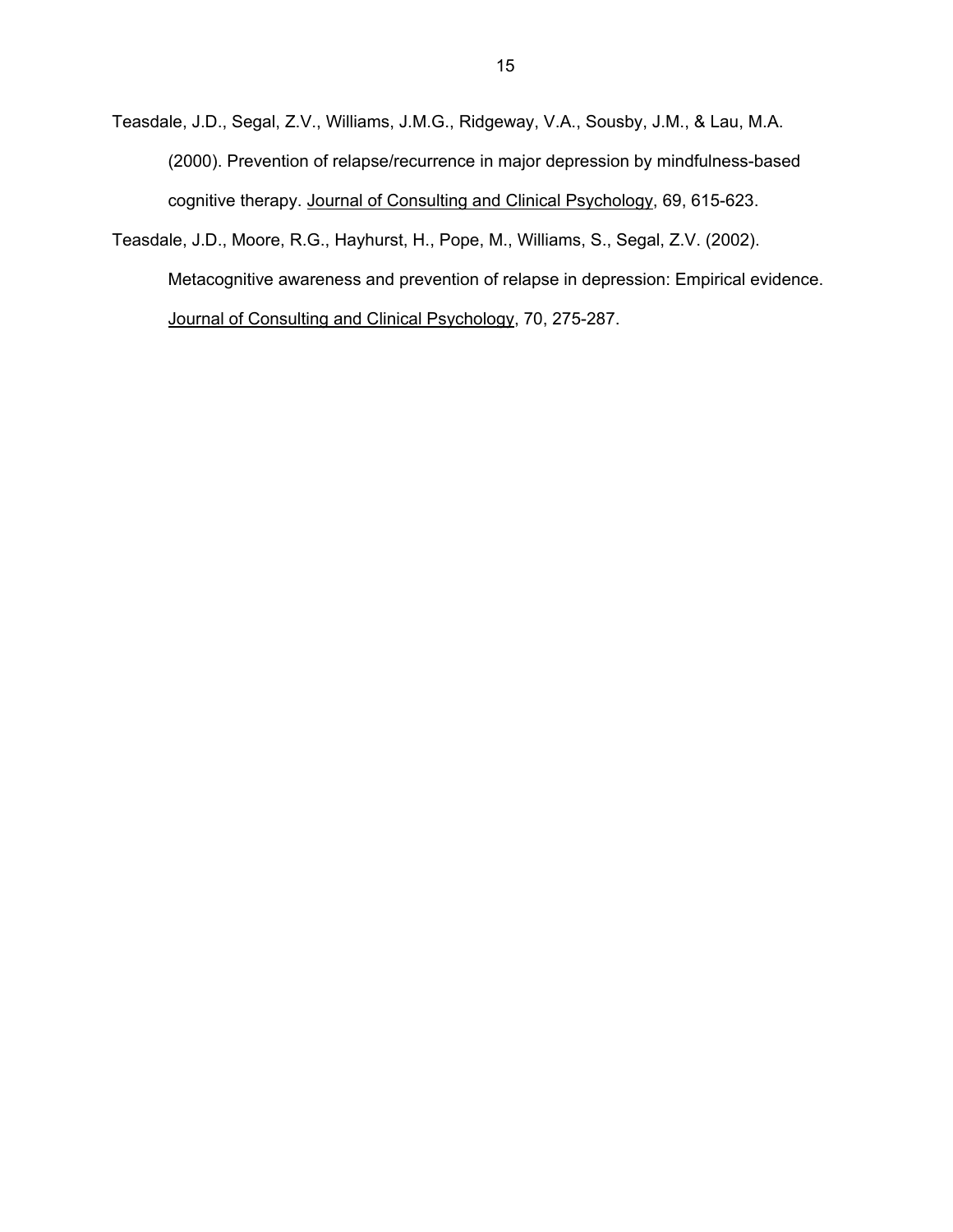Teasdale, J.D., Segal, Z.V., Williams, J.M.G., Ridgeway, V.A., Sousby, J.M., & Lau, M.A. (2000). Prevention of relapse/recurrence in major depression by mindfulness-based cognitive therapy. Journal of Consulting and Clinical Psychology, 69, 615-623.

Teasdale, J.D., Moore, R.G., Hayhurst, H., Pope, M., Williams, S., Segal, Z.V. (2002). Metacognitive awareness and prevention of relapse in depression: Empirical evidence. Journal of Consulting and Clinical Psychology, 70, 275-287.